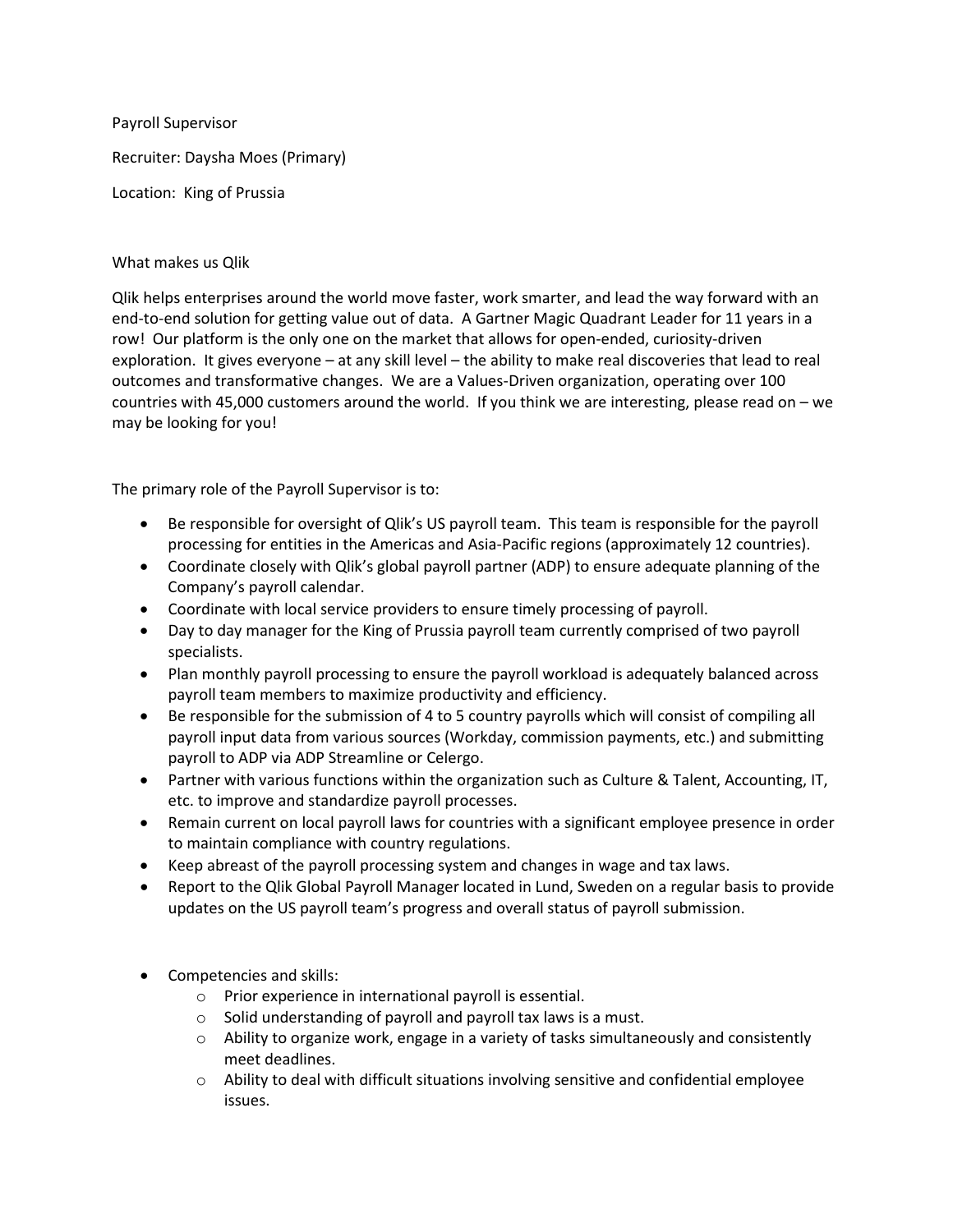Payroll Supervisor

Recruiter: Daysha Moes (Primary)

Location: King of Prussia

What makes us Qlik

Qlik helps enterprises around the world move faster, work smarter, and lead the way forward with an end-to-end solution for getting value out of data. A Gartner Magic Quadrant Leader for 11 years in a row! Our platform is the only one on the market that allows for open-ended, curiosity-driven exploration. It gives everyone – at any skill level – the ability to make real discoveries that lead to real outcomes and transformative changes. We are a Values-Driven organization, operating over 100 countries with 45,000 customers around the world. If you think we are interesting, please read on – we may be looking for you!

The primary role of the Payroll Supervisor is to:

- Be responsible for oversight of Qlik's US payroll team. This team is responsible for the payroll processing for entities in the Americas and Asia-Pacific regions (approximately 12 countries).
- Coordinate closely with Qlik's global payroll partner (ADP) to ensure adequate planning of the Company's payroll calendar.
- Coordinate with local service providers to ensure timely processing of payroll.
- Day to day manager for the King of Prussia payroll team currently comprised of two payroll specialists.
- Plan monthly payroll processing to ensure the payroll workload is adequately balanced across payroll team members to maximize productivity and efficiency.
- Be responsible for the submission of 4 to 5 country payrolls which will consist of compiling all payroll input data from various sources (Workday, commission payments, etc.) and submitting payroll to ADP via ADP Streamline or Celergo.
- Partner with various functions within the organization such as Culture & Talent, Accounting, IT, etc. to improve and standardize payroll processes.
- Remain current on local payroll laws for countries with a significant employee presence in order to maintain compliance with country regulations.
- Keep abreast of the payroll processing system and changes in wage and tax laws.
- Report to the Qlik Global Payroll Manager located in Lund, Sweden on a regular basis to provide updates on the US payroll team's progress and overall status of payroll submission.

- Competencies and skills:
  - Prior experience in international payroll is essential.
  - Solid understanding of payroll and payroll tax laws is a must.
  - Ability to organize work, engage in a variety of tasks simultaneously and consistently meet deadlines.
  - Ability to deal with difficult situations involving sensitive and confidential employee issues.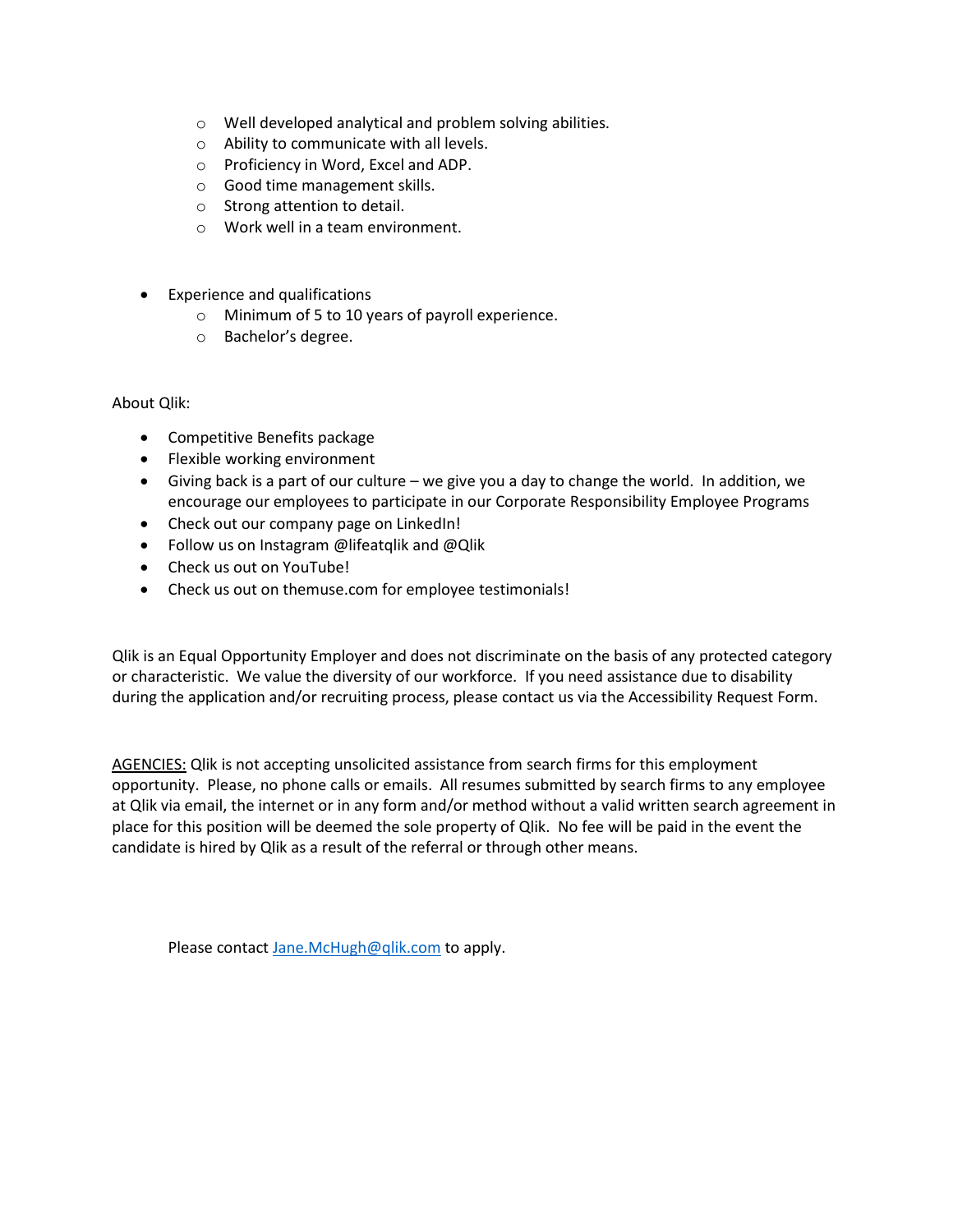- Well developed analytical and problem solving abilities.
  - Ability to communicate with all levels.
  - Proficiency in Word, Excel and ADP.
  - Good time management skills.
  - Strong attention to detail.
  - Work well in a team environment.

- Experience and qualifications
  - Minimum of 5 to 10 years of payroll experience.
  - Bachelor's degree.

About Qlik:

- Competitive Benefits package
- Flexible working environment
- Giving back is a part of our culture – we give you a day to change the world. In addition, we encourage our employees to participate in our Corporate Responsibility Employee Programs
- Check out our company page on LinkedIn!
- Follow us on Instagram @lifeatqlik and @Qlik
- Check us out on YouTube!
- Check us out on themuse.com for employee testimonials!

Qlik is an Equal Opportunity Employer and does not discriminate on the basis of any protected category or characteristic. We value the diversity of our workforce. If you need assistance due to disability during the application and/or recruiting process, please contact us via the Accessibility Request Form.

<u>AGENCIES:</u> Qlik is not accepting unsolicited assistance from search firms for this employment opportunity. Please, no phone calls or emails. All resumes submitted by search firms to any employee at Qlik via email, the internet or in any form and/or method without a valid written search agreement in place for this position will be deemed the sole property of Qlik. No fee will be paid in the event the candidate is hired by Qlik as a result of the referral or through other means.

Please contact [Jane.McHugh@qlik.com](mailto:Jane.McHugh@qlik.com) to apply.